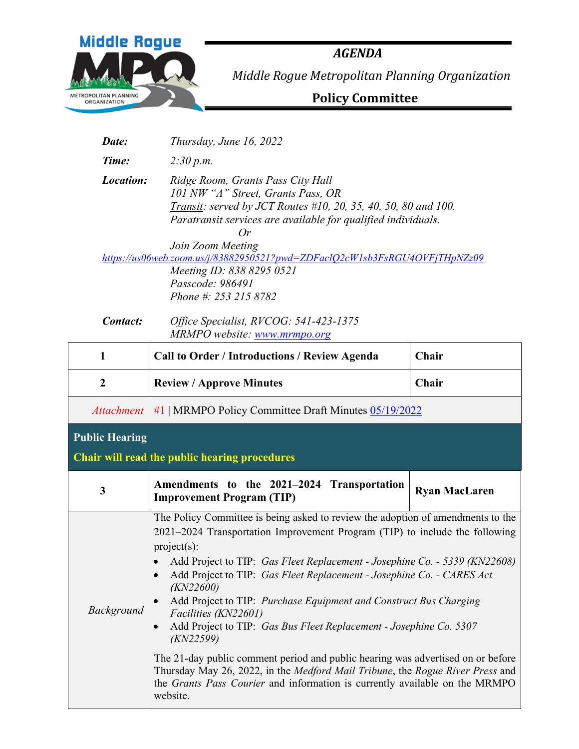# *AGENDA*

## *Middle Rogue Metropolitan Planning Organization*

## **Policy Committee**

***Date:*** *Thursday, June 16, 2022*

***Time:*** *2:30 p.m.*

***Location:*** *Ridge Room, Grants Pass City Hall*
*101 NW "A" Street, Grants Pass, OR*
*Transit: served by JCT Routes #10, 20, 35, 40, 50, 80 and 100.*
*Paratransit services are available for qualified individuals.*
*Or*
*Join Zoom Meeting*
*https://us06web.zoom.us/j/83882950521?pwd=ZDFaclQ2cW1sb3FsRGU4OVFjTHpNZz09*
*Meeting ID: 838 8295 0521*
*Passcode: 986491*
*Phone #: 253 215 8782*

***Contact:*** *Office Specialist, RVCOG: 541-423-1375*
*MRMPO website: www.mrmpo.org*

| | | |
|---|---|---|
| **1** | **Call to Order / Introductions / Review Agenda** | **Chair** |
| **2** | **Review / Approve Minutes** | **Chair** |
| *Attachment* | #1 \| MRMPO Policy Committee Draft Minutes 05/19/2022 | |
| **Public Hearing**<br>**Chair will read the public hearing procedures** | | |
| **3** | **Amendments to the 2021–2024 Transportation Improvement Program (TIP)** | **Ryan MacLaren** |
| *Background* | The Policy Committee is being asked to review the adoption of amendments to the 2021–2024 Transportation Improvement Program (TIP) to include the following project(s):<br>• Add Project to TIP: *Gas Fleet Replacement - Josephine Co. - 5339 (KN22608)*<br>• Add Project to TIP: *Gas Fleet Replacement - Josephine Co. - CARES Act (KN22600)*<br>• Add Project to TIP: *Purchase Equipment and Construct Bus Charging Facilities (KN22601)*<br>• Add Project to TIP: *Gas Bus Fleet Replacement - Josephine Co. 5307 (KN22599)*<br><br>The 21-day public comment period and public hearing was advertised on or before Thursday May 26, 2022, in the *Medford Mail Tribune*, the *Rogue River Press* and the *Grants Pass Courier* and information is currently available on the MRMPO website. | |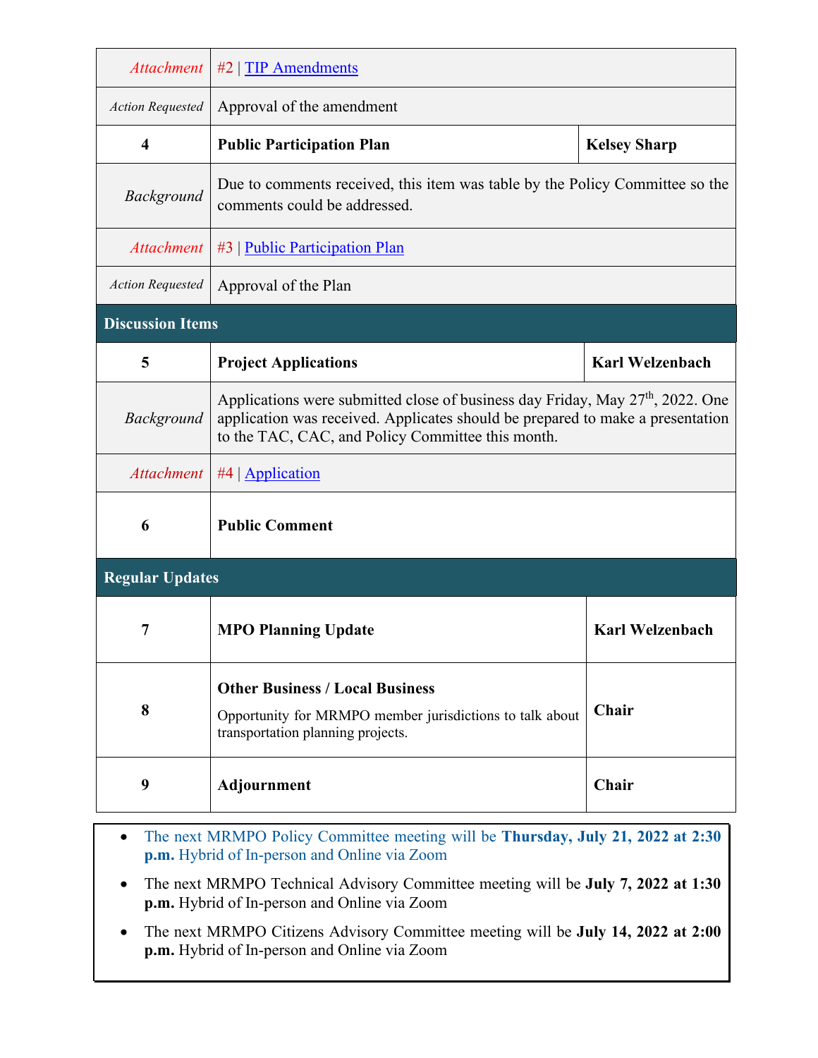| | | |
|---|---|---|
| *Attachment* | #2 \| TIP Amendments | |
| *Action Requested* | Approval of the amendment | |
| **4** | **Public Participation Plan** | **Kelsey Sharp** |
| *Background* | Due to comments received, this item was table by the Policy Committee so the comments could be addressed. | |
| *Attachment* | #3 \| Public Participation Plan | |
| *Action Requested* | Approval of the Plan | |
| **Discussion Items** | | |
| **5** | **Project Applications** | **Karl Welzenbach** |
| *Background* | Applications were submitted close of business day Friday, May 27th, 2022. One application was received. Applicates should be prepared to make a presentation to the TAC, CAC, and Policy Committee this month. | |
| *Attachment* | #4 \| Application | |
| **6** | **Public Comment** | |
| **Regular Updates** | | |
| **7** | **MPO Planning Update** | **Karl Welzenbach** |
| **8** | **Other Business / Local Business**<br>Opportunity for MRMPO member jurisdictions to talk about transportation planning projects. | **Chair** |
| **9** | **Adjournment** | **Chair** |

- The next MRMPO Policy Committee meeting will be **Thursday, July 21, 2022 at 2:30 p.m.** Hybrid of In-person and Online via Zoom
- The next MRMPO Technical Advisory Committee meeting will be **July 7, 2022 at 1:30 p.m.** Hybrid of In-person and Online via Zoom
- The next MRMPO Citizens Advisory Committee meeting will be **July 14, 2022 at 2:00 p.m.** Hybrid of In-person and Online via Zoom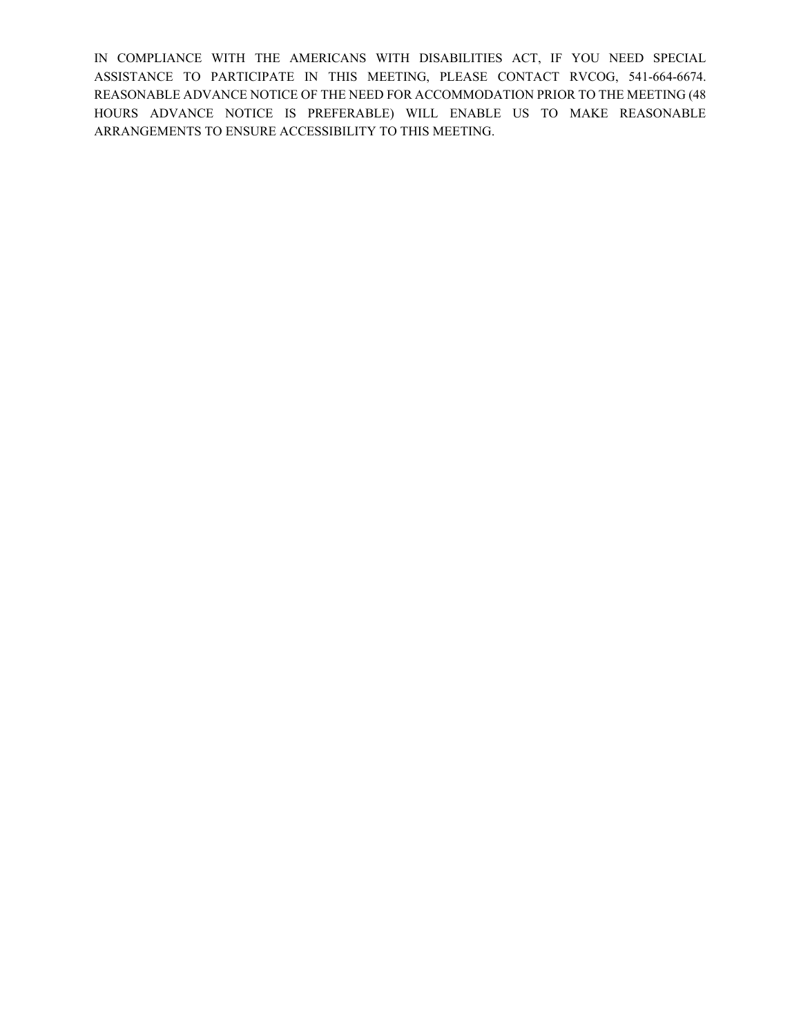IN COMPLIANCE WITH THE AMERICANS WITH DISABILITIES ACT, IF YOU NEED SPECIAL ASSISTANCE TO PARTICIPATE IN THIS MEETING, PLEASE CONTACT RVCOG, 541-664-6674. REASONABLE ADVANCE NOTICE OF THE NEED FOR ACCOMMODATION PRIOR TO THE MEETING (48 HOURS ADVANCE NOTICE IS PREFERABLE) WILL ENABLE US TO MAKE REASONABLE ARRANGEMENTS TO ENSURE ACCESSIBILITY TO THIS MEETING.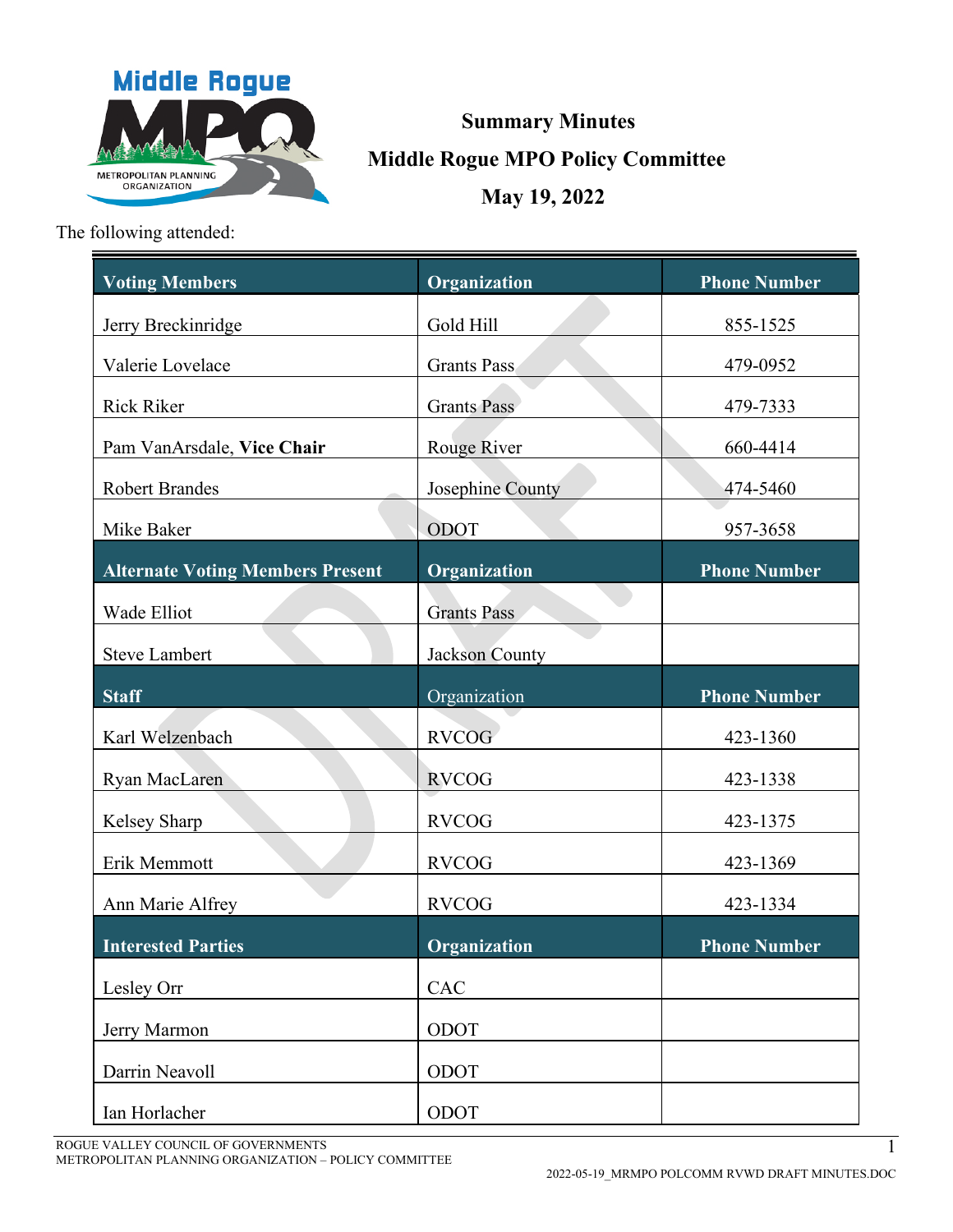# Summary Minutes
# Middle Rogue MPO Policy Committee
# May 19, 2022

The following attended:

| Voting Members | Organization | Phone Number |
|---|---|---|
| Jerry Breckinridge | Gold Hill | 855-1525 |
| Valerie Lovelace | Grants Pass | 479-0952 |
| Rick Riker | Grants Pass | 479-7333 |
| Pam VanArsdale, **Vice Chair** | Rouge River | 660-4414 |
| Robert Brandes | Josephine County | 474-5460 |
| Mike Baker | ODOT | 957-3658 |
| **Alternate Voting Members Present** | **Organization** | **Phone Number** |
| Wade Elliot | Grants Pass | |
| Steve Lambert | Jackson County | |
| **Staff** | Organization | **Phone Number** |
| Karl Welzenbach | RVCOG | 423-1360 |
| Ryan MacLaren | RVCOG | 423-1338 |
| Kelsey Sharp | RVCOG | 423-1375 |
| Erik Memmott | RVCOG | 423-1369 |
| Ann Marie Alfrey | RVCOG | 423-1334 |
| **Interested Parties** | **Organization** | **Phone Number** |
| Lesley Orr | CAC | |
| Jerry Marmon | ODOT | |
| Darrin Neavoll | ODOT | |
| Ian Horlacher | ODOT | |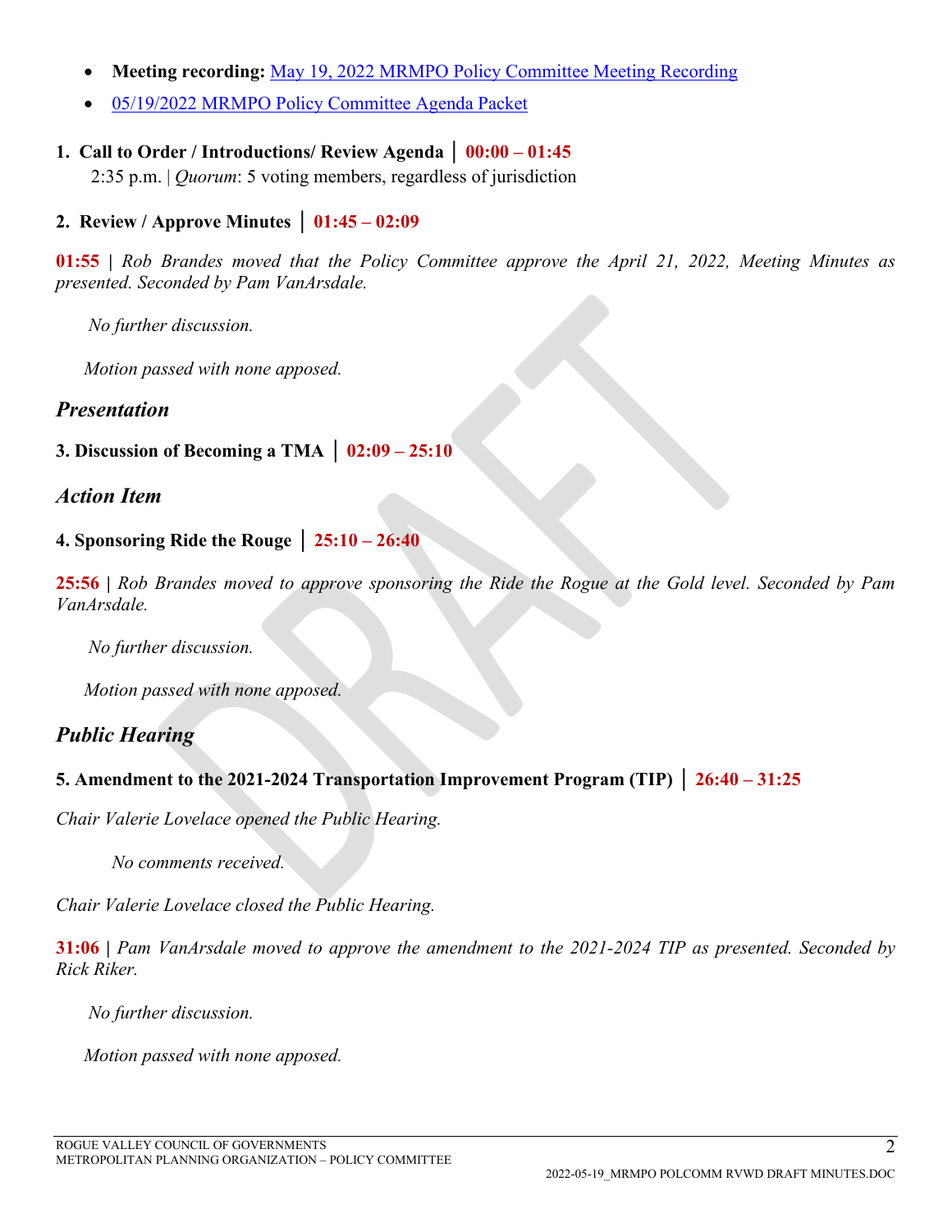- **Meeting recording:** May 19, 2022 MRMPO Policy Committee Meeting Recording
- 05/19/2022 MRMPO Policy Committee Agenda Packet

**1. Call to Order / Introductions/ Review Agenda │ 00:00 – 01:45**

2:35 p.m. | *Quorum*: 5 voting members, regardless of jurisdiction

**2. Review / Approve Minutes │ 01:45 – 02:09**

**01:55 |** *Rob Brandes moved that the Policy Committee approve the April 21, 2022, Meeting Minutes as presented. Seconded by Pam VanArsdale.*

*No further discussion.*

*Motion passed with none apposed.*

## *Presentation*

**3. Discussion of Becoming a TMA │ 02:09 – 25:10**

## *Action Item*

**4. Sponsoring Ride the Rouge │ 25:10 – 26:40**

**25:56 |** *Rob Brandes moved to approve sponsoring the Ride the Rogue at the Gold level. Seconded by Pam VanArsdale.*

*No further discussion.*

*Motion passed with none apposed.*

## *Public Hearing*

**5. Amendment to the 2021-2024 Transportation Improvement Program (TIP) │ 26:40 – 31:25**

*Chair Valerie Lovelace opened the Public Hearing.*

*No comments received.*

*Chair Valerie Lovelace closed the Public Hearing.*

**31:06 |** *Pam VanArsdale moved to approve the amendment to the 2021-2024 TIP as presented. Seconded by Rick Riker.*

*No further discussion.*

*Motion passed with none apposed.*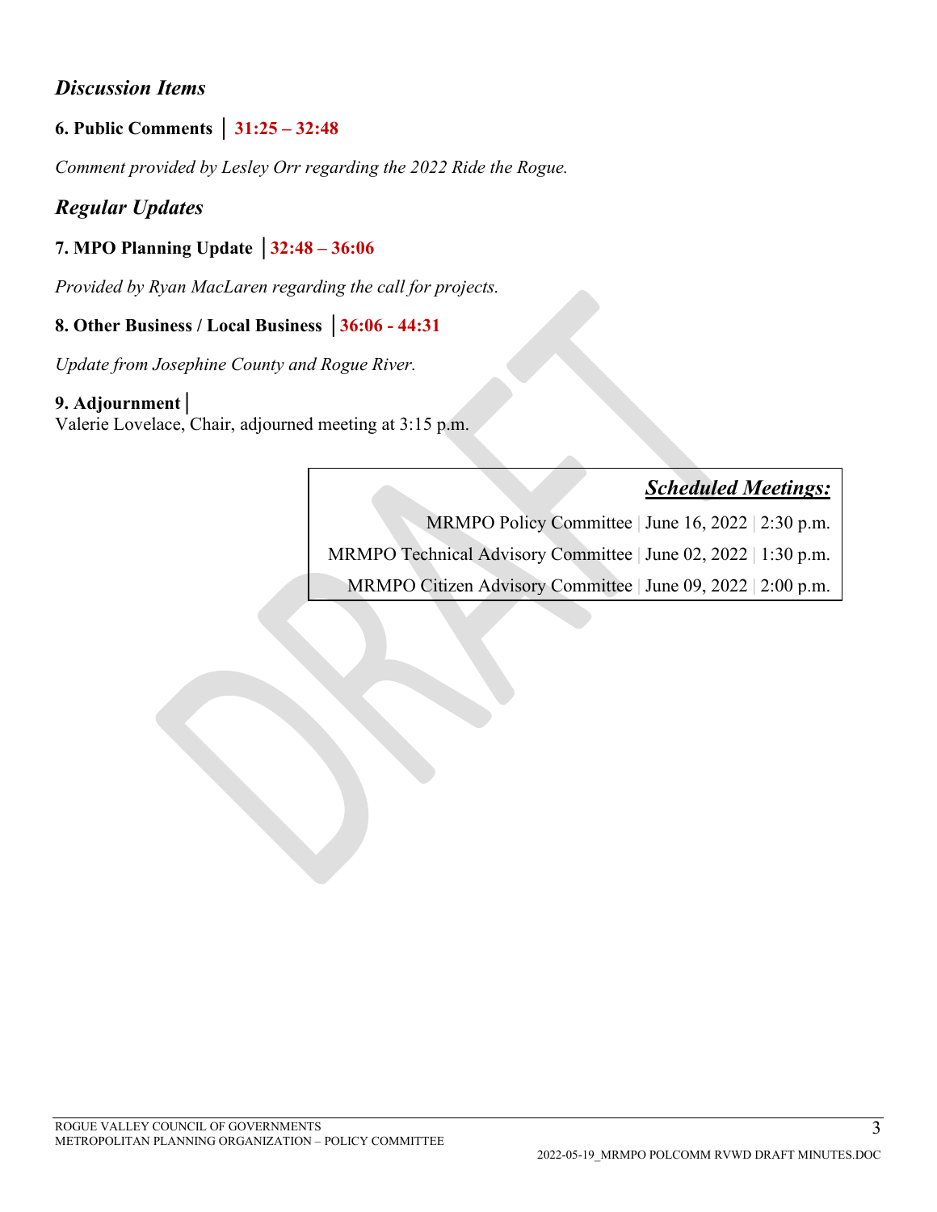## *Discussion Items*

### 6. Public Comments │ 31:25 – 32:48

*Comment provided by Lesley Orr regarding the 2022 Ride the Rogue.*

## *Regular Updates*

### 7. MPO Planning Update │32:48 – 36:06

*Provided by Ryan MacLaren regarding the call for projects.*

### 8. Other Business / Local Business │36:06 - 44:31

*Update from Josephine County and Rogue River.*

### 9. Adjournment│

Valerie Lovelace, Chair, adjourned meeting at 3:15 p.m.

***Scheduled Meetings:***

MRMPO Policy Committee | June 16, 2022 | 2:30 p.m.

MRMPO Technical Advisory Committee | June 02, 2022 | 1:30 p.m.

MRMPO Citizen Advisory Committee | June 09, 2022 | 2:00 p.m.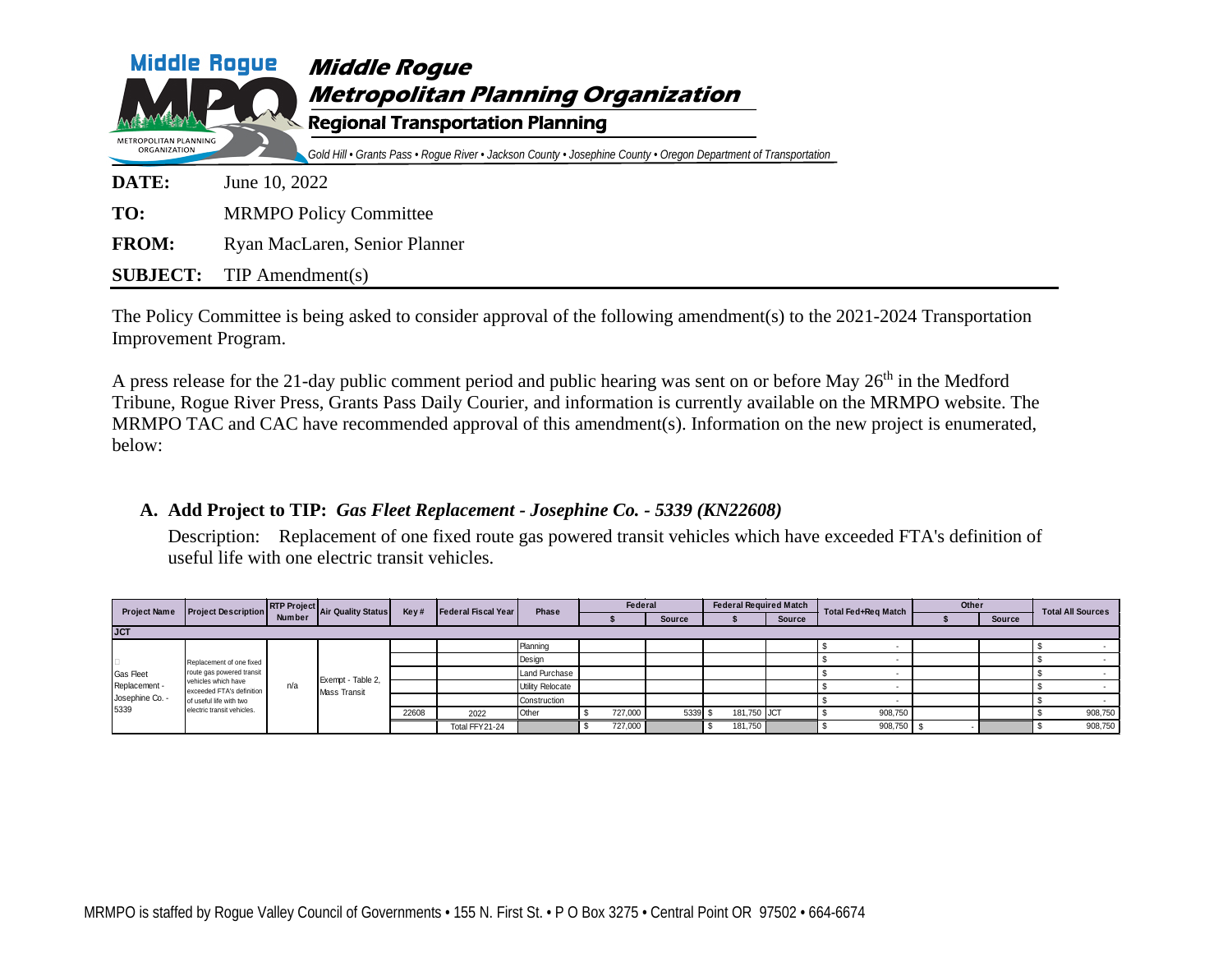# Middle Rogue Metropolitan Planning Organization

## Regional Transportation Planning

*Gold Hill • Grants Pass • Rogue River • Jackson County • Josephine County • Oregon Department of Transportation*

**DATE:** June 10, 2022

**TO:** MRMPO Policy Committee

**FROM:** Ryan MacLaren, Senior Planner

**SUBJECT:** TIP Amendment(s)

The Policy Committee is being asked to consider approval of the following amendment(s) to the 2021-2024 Transportation Improvement Program.

A press release for the 21-day public comment period and public hearing was sent on or before May 26th in the Medford Tribune, Rogue River Press, Grants Pass Daily Courier, and information is currently available on the MRMPO website. The MRMPO TAC and CAC have recommended approval of this amendment(s). Information on the new project is enumerated, below:

**A. Add Project to TIP:** ***Gas Fleet Replacement - Josephine Co. - 5339 (KN22608)***

Description: Replacement of one fixed route gas powered transit vehicles which have exceeded FTA's definition of useful life with one electric transit vehicles.

| Project Name | Project Description | RTP Project Number | Air Quality Status | Key # | Federal Fiscal Year | Phase | Federal | | Federal Required Match | | Total Fed+Req Match | Other | | Total All Sources |
|---|---|---|---|---|---|---|---|---|---|---|---|---|---|---|
| | | | | | | | $ | Source | $ | Source | | $ | Source | |
| JCT | | | | | | | | | | | | | | |
| Gas Fleet Replacement - Josephine Co. - 5339 | Replacement of one fixed route gas powered transit vehicles which have exceeded FTA's definition of useful life with two electric transit vehicles. | n/a | Exempt - Table 2, Mass Transit | | | Planning | | | | | $ - | | | $ - |
| | | | | | | Design | | | | | $ - | | | $ - |
| | | | | | | Land Purchase | | | | | $ - | | | $ - |
| | | | | | | Utility Relocate | | | | | $ - | | | $ - |
| | | | | | | Construction | | | | | $ - | | | $ - |
| | | | | 22608 | 2022 | Other | $ 727,000 | 5339 | $ 181,750 | JCT | $ 908,750 | | | $ 908,750 |
| | | | | | Total FFY21-24 | | $ 727,000 | | $ 181,750 | | $ 908,750 | $ - | | $ 908,750 |

MRMPO is staffed by Rogue Valley Council of Governments • 155 N. First St. • P O Box 3275 • Central Point OR 97502 • 664-6674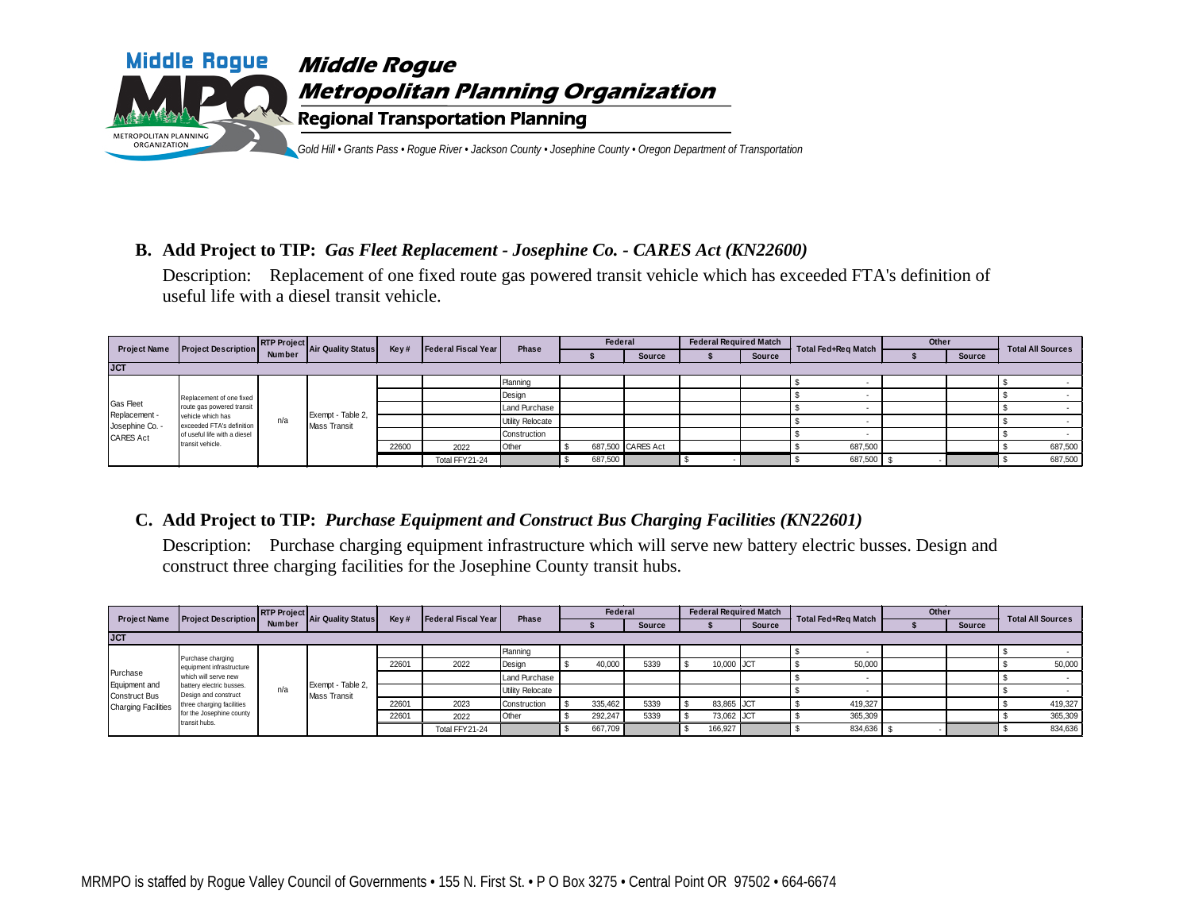# Middle Rogue Metropolitan Planning Organization

## Regional Transportation Planning

*Gold Hill • Grants Pass • Rogue River • Jackson County • Josephine County • Oregon Department of Transportation*

### B. Add Project to TIP: *Gas Fleet Replacement - Josephine Co. - CARES Act (KN22600)*

Description: Replacement of one fixed route gas powered transit vehicle which has exceeded FTA's definition of useful life with a diesel transit vehicle.

| Project Name | Project Description | RTP Project Number | Air Quality Status | Key# | Federal Fiscal Year | Phase | Federal | | Federal Required Match | | Total Fed+Req Match | Other | | Total All Sources |
|---|---|---|---|---|---|---|---|---|---|---|---|---|---|---|
| | | | | | | | $ | Source | $ | Source | | $ | Source | |
| **JCT** | | | | | | | | | | | | | | |
| Gas Fleet Replacement - Josephine Co. - CARES Act | Replacement of one fixed route gas powered transit vehicle which has exceeded FTA's definition of useful life with a diesel transit vehicle. | n/a | Exempt - Table 2, Mass Transit | | | Planning | | | | | $ - | | | $ - |
| | | | | | | Design | | | | | $ - | | | $ - |
| | | | | | | Land Purchase | | | | | $ - | | | $ - |
| | | | | | | Utility Relocate | | | | | $ - | | | $ - |
| | | | | | | Construction | | | | | $ - | | | $ - |
| | | | | 22600 | 2022 | Other | $ 687,500 | CARES Act | | | $ 687,500 | | | $ 687,500 |
| | | | | | Total FFY21-24 | | $ 687,500 | | $ - | | $ 687,500 | $ - | | $ 687,500 |

### C. Add Project to TIP: *Purchase Equipment and Construct Bus Charging Facilities (KN22601)*

Description: Purchase charging equipment infrastructure which will serve new battery electric busses. Design and construct three charging facilities for the Josephine County transit hubs.

| Project Name | Project Description | RTP Project Number | Air Quality Status | Key# | Federal Fiscal Year | Phase | Federal | | Federal Required Match | | Total Fed+Req Match | Other | | Total All Sources |
|---|---|---|---|---|---|---|---|---|---|---|---|---|---|---|
| | | | | | | | $ | Source | $ | Source | | $ | Source | |
| **JCT** | | | | | | | | | | | | | | |
| Purchase Equipment and Construct Bus Charging Facilities | Purchase charging equipment infrastructure which will serve new battery electric busses. Design and construct three charging facilities for the Josephine county transit hubs. | n/a | Exempt - Table 2, Mass Transit | | | Planning | | | | | $ - | | | $ - |
| | | | | 22601 | 2022 | Design | $ 40,000 | 5339 | $ 10,000 | JCT | $ 50,000 | | | $ 50,000 |
| | | | | | | Land Purchase | | | | | $ - | | | $ - |
| | | | | | | Utility Relocate | | | | | $ - | | | $ - |
| | | | | 22601 | 2023 | Construction | $ 335,462 | 5339 | $ 83,865 | JCT | $ 419,327 | | | $ 419,327 |
| | | | | 22601 | 2022 | Other | $ 292,247 | 5339 | $ 73,062 | JCT | $ 365,309 | | | $ 365,309 |
| | | | | | Total FFY21-24 | | $ 667,709 | | $ 166,927 | | $ 834,636 | $ - | | $ 834,636 |

MRMPO is staffed by Rogue Valley Council of Governments • 155 N. First St. • P O Box 3275 • Central Point OR 97502 • 664-6674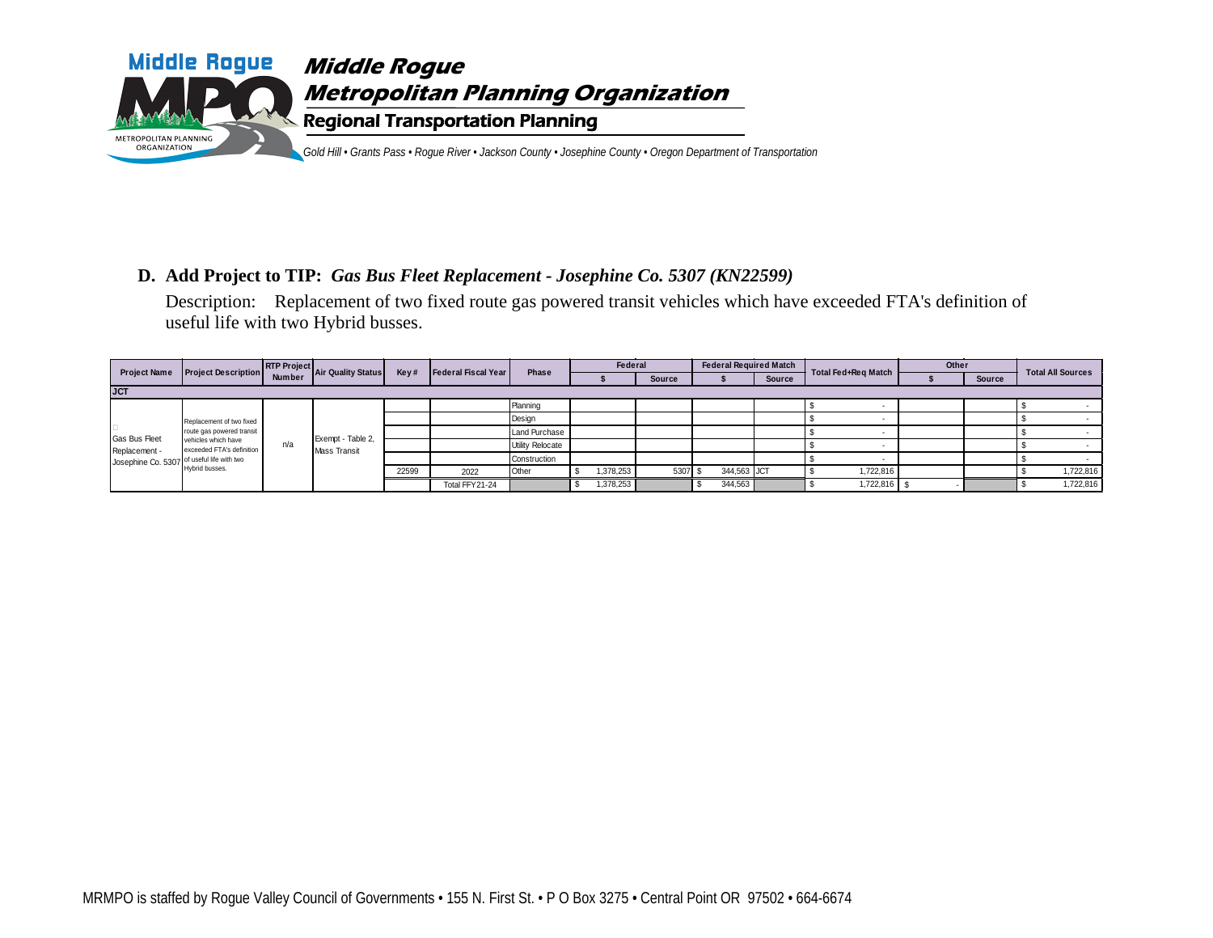# Middle Rogue Metropolitan Planning Organization

## Regional Transportation Planning

*Gold Hill • Grants Pass • Rogue River • Jackson County • Josephine County • Oregon Department of Transportation*

**D. Add Project to TIP:** ***Gas Bus Fleet Replacement - Josephine Co. 5307 (KN22599)***

Description: Replacement of two fixed route gas powered transit vehicles which have exceeded FTA's definition of useful life with two Hybrid busses.

| Project Name | Project Description | RTP Project Number | Air Quality Status | Key# | Federal Fiscal Year | Phase | Federal | | Federal Required Match | | Total Fed+Req Match | Other | | Total All Sources |
|---|---|---|---|---|---|---|---|---|---|---|---|---|---|---|
| | | | | | | | $ | Source | $ | Source | | $ | Source | |
| JCT | | | | | | | | | | | | | | |
| Gas Bus Fleet Replacement - Josephine Co. 5307 | Replacement of two fixed route gas powered transit vehicles which have exceeded FTA's definition of useful life with two Hybrid busses. | n/a | Exempt - Table 2, Mass Transit | | | Planning | | | | | $ - | | | $ - |
| | | | | | | Design | | | | | $ - | | | $ - |
| | | | | | | Land Purchase | | | | | $ - | | | $ - |
| | | | | | | Utility Relocate | | | | | $ - | | | $ - |
| | | | | | | Construction | | | | | $ - | | | $ - |
| | | | | 22599 | 2022 | Other | $ 1,378,253 | 5307 | $ 344,563 | JCT | $ 1,722,816 | | | $ 1,722,816 |
| | | | | | Total FFY21-24 | | $ 1,378,253 | | $ 344,563 | | $ 1,722,816 | $ - | | $ 1,722,816 |

MRMPO is staffed by Rogue Valley Council of Governments • 155 N. First St. • P O Box 3275 • Central Point OR 97502 • 664-6674